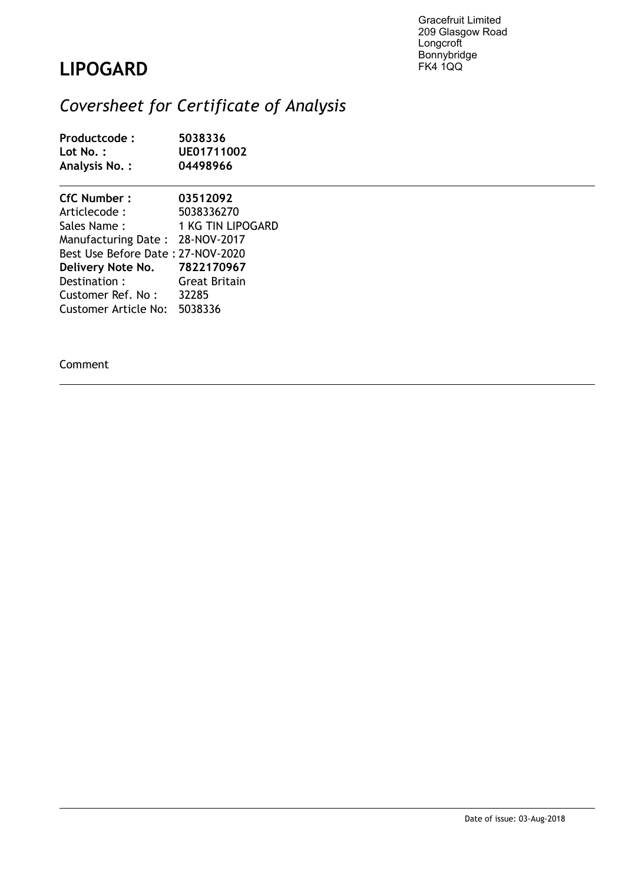Gracefruit Limited
209 Glasgow Road
Longcroft
Bonnybridge
FK4 1QQ

# LIPOGARD

## *Coversheet for Certificate of Analysis*

**Productcode :** **5038336**
**Lot No. :** **UE01711002**
**Analysis No. :** **04498966**

---

**CfC Number :** **03512092**
Articlecode : 5038336270
Sales Name : 1 KG TIN LIPOGARD
Manufacturing Date : 28-NOV-2017
Best Use Before Date : 27-NOV-2020
**Delivery Note No.** **7822170967**
Destination : Great Britain
Customer Ref. No : 32285
Customer Article No: 5038336

Comment

---

---

Date of issue: 03-Aug-2018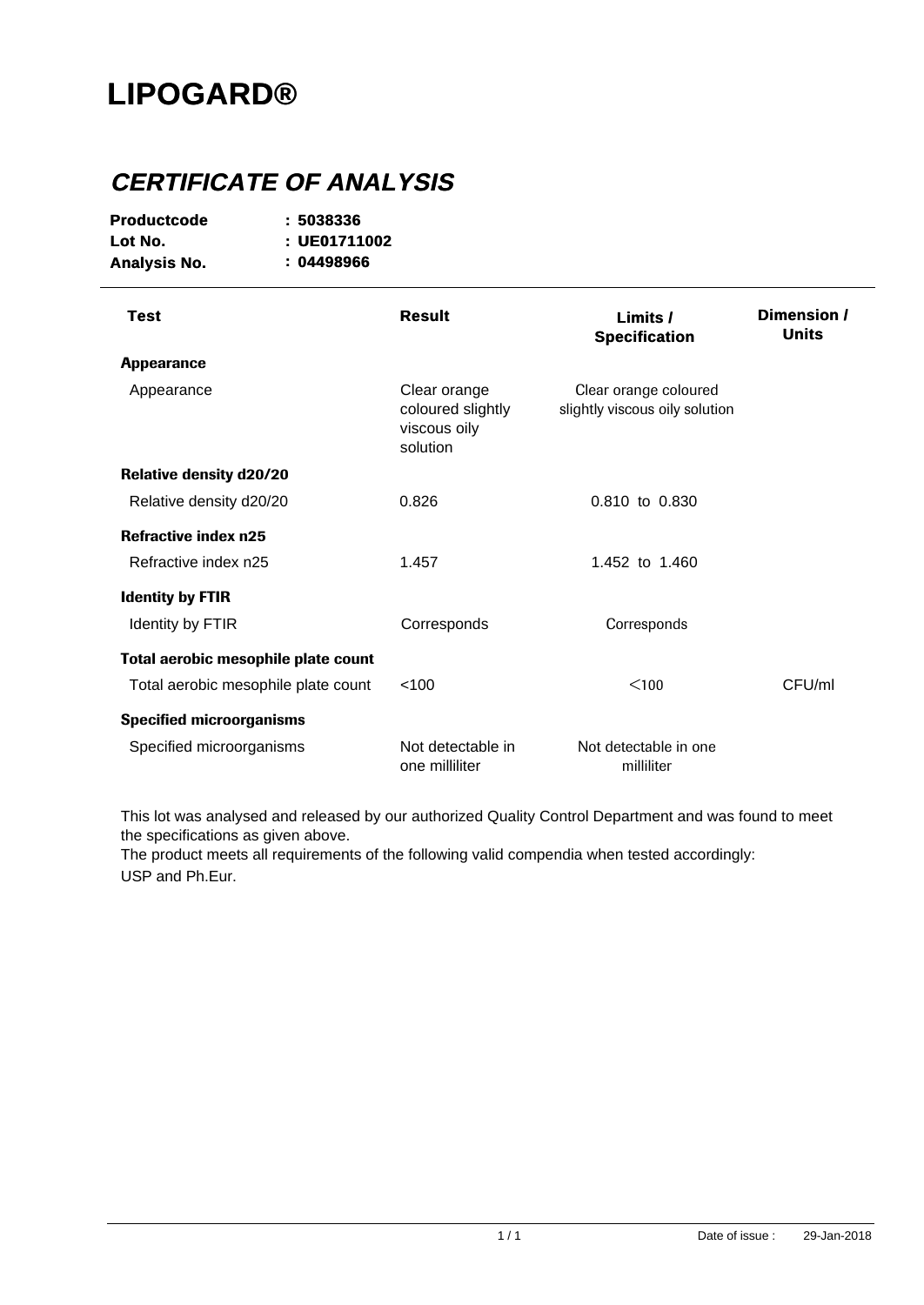# LIPOGARD®

## *CERTIFICATE OF ANALYSIS*

**Productcode** : **5038336**
**Lot No.** : **UE01711002**
**Analysis No.** : **04498966**

| Test | Result | Limits / Specification | Dimension / Units |
|---|---|---|---|
| **Appearance** | | | |
| Appearance | Clear orange coloured slightly viscous oily solution | Clear orange coloured slightly viscous oily solution | |
| **Relative density d20/20** | | | |
| Relative density d20/20 | 0.826 | 0.810 to 0.830 | |
| **Refractive index n25** | | | |
| Refractive index n25 | 1.457 | 1.452 to 1.460 | |
| **Identity by FTIR** | | | |
| Identity by FTIR | Corresponds | Corresponds | |
| **Total aerobic mesophile plate count** | | | |
| Total aerobic mesophile plate count | <100 | <100 | CFU/ml |
| **Specified microorganisms** | | | |
| Specified microorganisms | Not detectable in one milliliter | Not detectable in one milliliter | |

This lot was analysed and released by our authorized Quality Control Department and was found to meet the specifications as given above.
The product meets all requirements of the following valid compendia when tested accordingly:
USP and Ph.Eur.

Date of issue : 29-Jan-2018